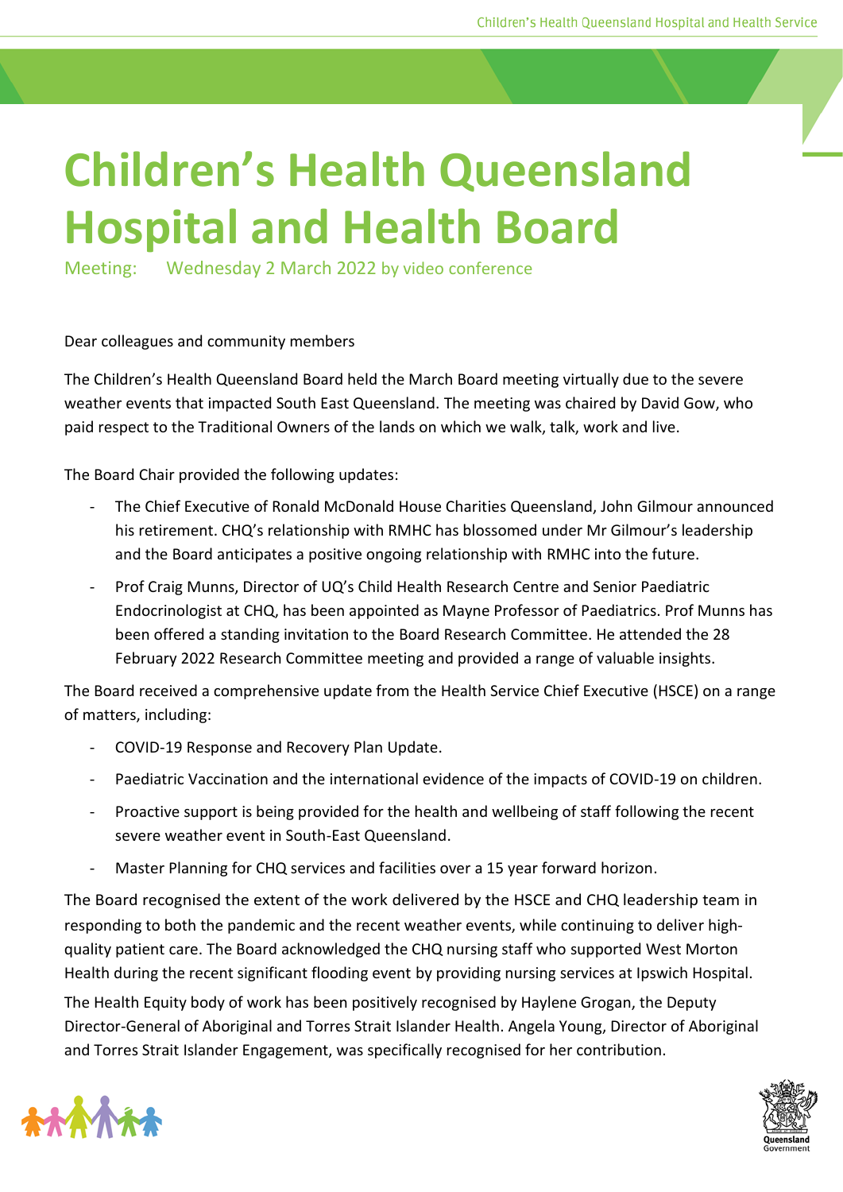# Children's Health Queensland Hospital and Health Board

Meeting: Wednesday 2 March 2022 by video conference

Dear colleagues and community members

The Children's Health Queensland Board held the March Board meeting virtually due to the severe weather events that impacted South East Queensland. The meeting was chaired by David Gow, who paid respect to the Traditional Owners of the lands on which we walk, talk, work and live.

The Board Chair provided the following updates:

- The Chief Executive of Ronald McDonald House Charities Queensland, John Gilmour announced his retirement. CHQ's relationship with RMHC has blossomed under Mr Gilmour's leadership and the Board anticipates a positive ongoing relationship with RMHC into the future.
- Prof Craig Munns, Director of UQ's Child Health Research Centre and Senior Paediatric Endocrinologist at CHQ, has been appointed as Mayne Professor of Paediatrics. Prof Munns has been offered a standing invitation to the Board Research Committee. He attended the 28 February 2022 Research Committee meeting and provided a range of valuable insights.

The Board received a comprehensive update from the Health Service Chief Executive (HSCE) on a range of matters, including:

- COVID-19 Response and Recovery Plan Update.
- Paediatric Vaccination and the international evidence of the impacts of COVID-19 on children.
- Proactive support is being provided for the health and wellbeing of staff following the recent severe weather event in South-East Queensland.
- Master Planning for CHQ services and facilities over a 15 year forward horizon.

The Board recognised the extent of the work delivered by the HSCE and CHQ leadership team in responding to both the pandemic and the recent weather events, while continuing to deliver high-quality patient care. The Board acknowledged the CHQ nursing staff who supported West Morton Health during the recent significant flooding event by providing nursing services at Ipswich Hospital.

The Health Equity body of work has been positively recognised by Haylene Grogan, the Deputy Director-General of Aboriginal and Torres Strait Islander Health. Angela Young, Director of Aboriginal and Torres Strait Islander Engagement, was specifically recognised for her contribution.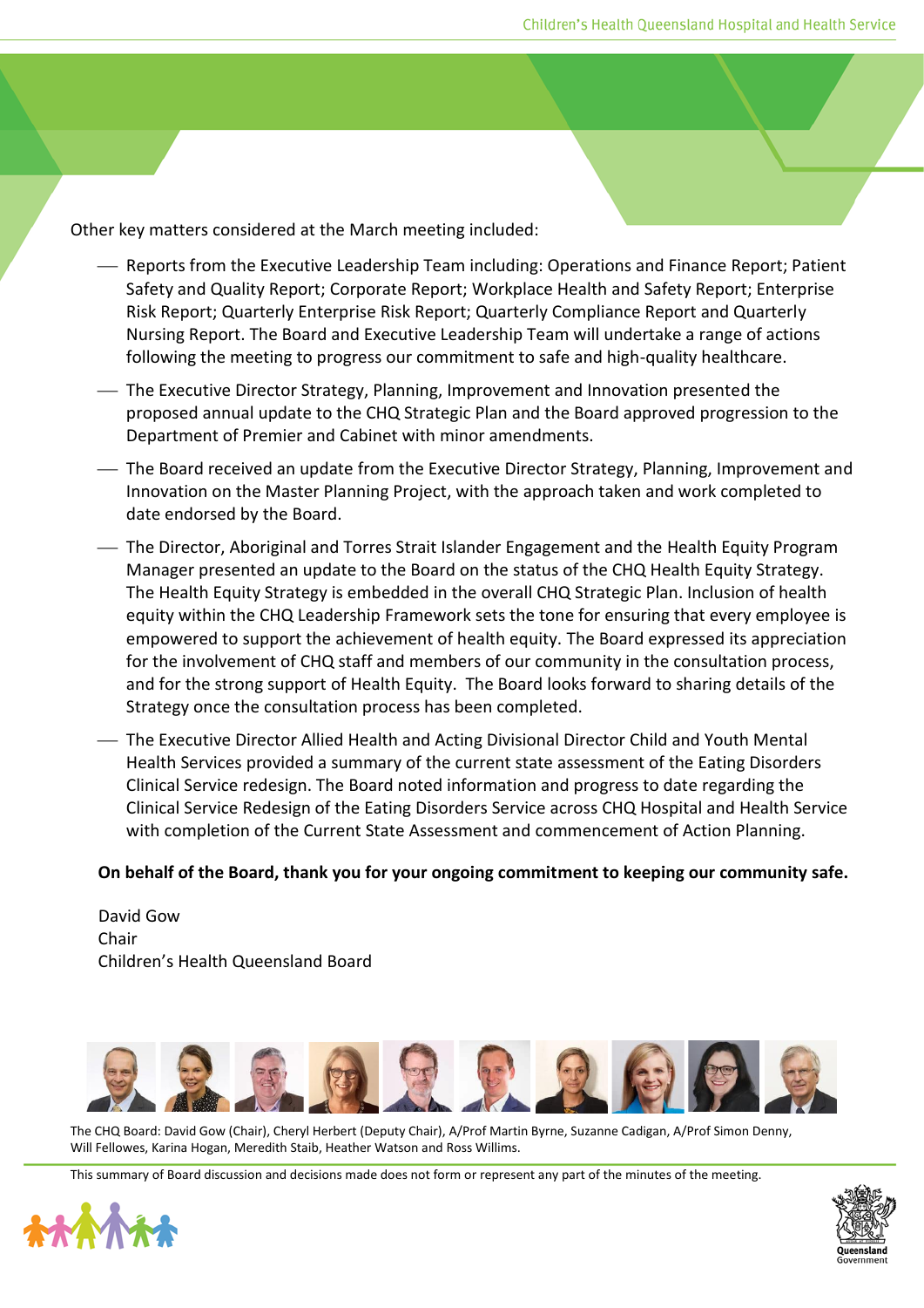Other key matters considered at the March meeting included:

- Reports from the Executive Leadership Team including: Operations and Finance Report; Patient Safety and Quality Report; Corporate Report; Workplace Health and Safety Report; Enterprise Risk Report; Quarterly Enterprise Risk Report; Quarterly Compliance Report and Quarterly Nursing Report. The Board and Executive Leadership Team will undertake a range of actions following the meeting to progress our commitment to safe and high-quality healthcare.
- The Executive Director Strategy, Planning, Improvement and Innovation presented the proposed annual update to the CHQ Strategic Plan and the Board approved progression to the Department of Premier and Cabinet with minor amendments.
- The Board received an update from the Executive Director Strategy, Planning, Improvement and Innovation on the Master Planning Project, with the approach taken and work completed to date endorsed by the Board.
- The Director, Aboriginal and Torres Strait Islander Engagement and the Health Equity Program Manager presented an update to the Board on the status of the CHQ Health Equity Strategy. The Health Equity Strategy is embedded in the overall CHQ Strategic Plan. Inclusion of health equity within the CHQ Leadership Framework sets the tone for ensuring that every employee is empowered to support the achievement of health equity. The Board expressed its appreciation for the involvement of CHQ staff and members of our community in the consultation process, and for the strong support of Health Equity. The Board looks forward to sharing details of the Strategy once the consultation process has been completed.
- The Executive Director Allied Health and Acting Divisional Director Child and Youth Mental Health Services provided a summary of the current state assessment of the Eating Disorders Clinical Service redesign. The Board noted information and progress to date regarding the Clinical Service Redesign of the Eating Disorders Service across CHQ Hospital and Health Service with completion of the Current State Assessment and commencement of Action Planning.

**On behalf of the Board, thank you for your ongoing commitment to keeping our community safe.**

David Gow
Chair
Children's Health Queensland Board

The CHQ Board: David Gow (Chair), Cheryl Herbert (Deputy Chair), A/Prof Martin Byrne, Suzanne Cadigan, A/Prof Simon Denny, Will Fellowes, Karina Hogan, Meredith Staib, Heather Watson and Ross Willims.

This summary of Board discussion and decisions made does not form or represent any part of the minutes of the meeting.